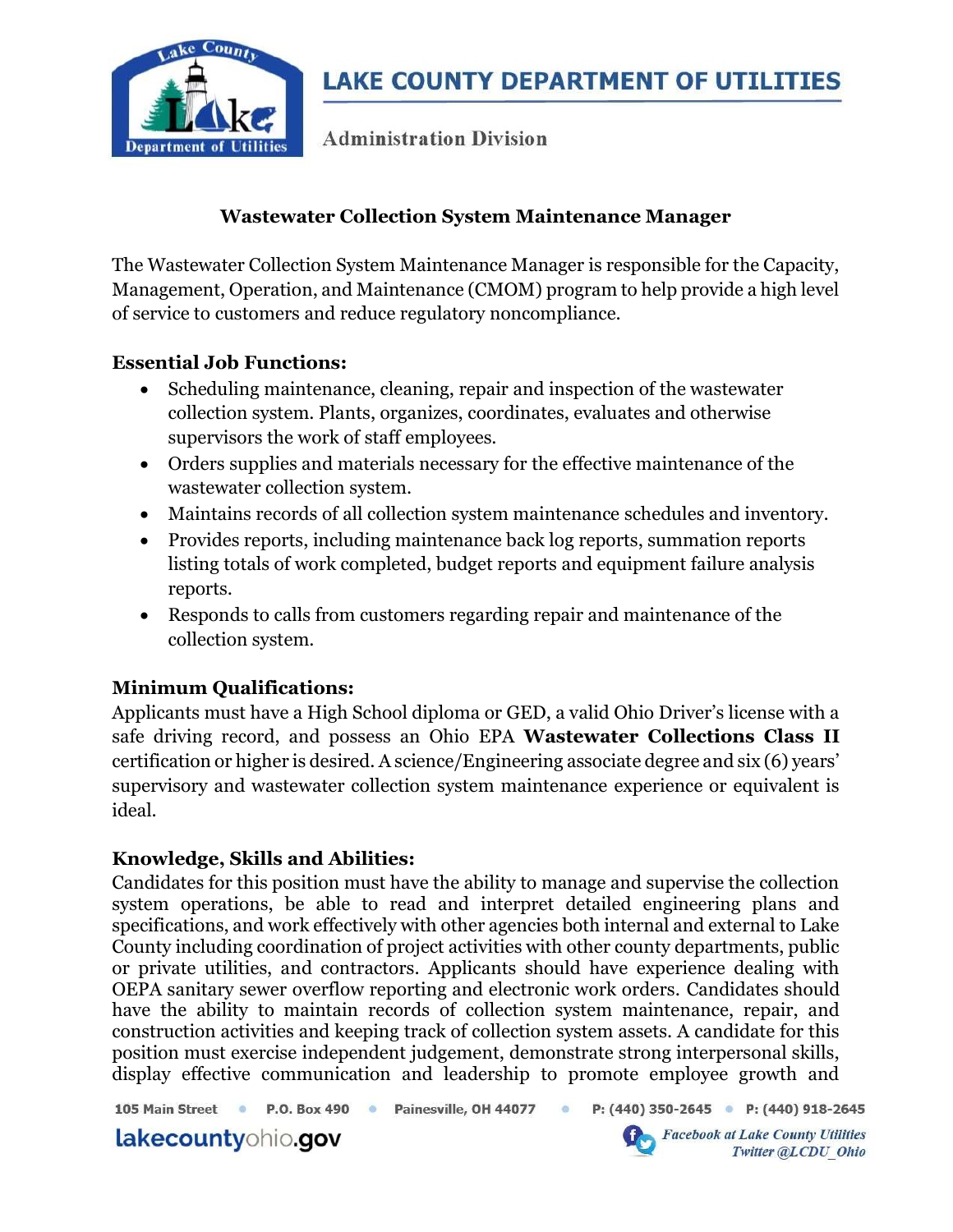# LAKE COUNTY DEPARTMENT OF UTILITIES

Administration Division

## Wastewater Collection System Maintenance Manager

The Wastewater Collection System Maintenance Manager is responsible for the Capacity, Management, Operation, and Maintenance (CMOM) program to help provide a high level of service to customers and reduce regulatory noncompliance.

### Essential Job Functions:

- Scheduling maintenance, cleaning, repair and inspection of the wastewater collection system. Plants, organizes, coordinates, evaluates and otherwise supervisors the work of staff employees.
- Orders supplies and materials necessary for the effective maintenance of the wastewater collection system.
- Maintains records of all collection system maintenance schedules and inventory.
- Provides reports, including maintenance back log reports, summation reports listing totals of work completed, budget reports and equipment failure analysis reports.
- Responds to calls from customers regarding repair and maintenance of the collection system.

### Minimum Qualifications:

Applicants must have a High School diploma or GED, a valid Ohio Driver's license with a safe driving record, and possess an Ohio EPA **Wastewater Collections Class II** certification or higher is desired. A science/Engineering associate degree and six (6) years' supervisory and wastewater collection system maintenance experience or equivalent is ideal.

### Knowledge, Skills and Abilities:

Candidates for this position must have the ability to manage and supervise the collection system operations, be able to read and interpret detailed engineering plans and specifications, and work effectively with other agencies both internal and external to Lake County including coordination of project activities with other county departments, public or private utilities, and contractors. Applicants should have experience dealing with OEPA sanitary sewer overflow reporting and electronic work orders. Candidates should have the ability to maintain records of collection system maintenance, repair, and construction activities and keeping track of collection system assets. A candidate for this position must exercise independent judgement, demonstrate strong interpersonal skills, display effective communication and leadership to promote employee growth and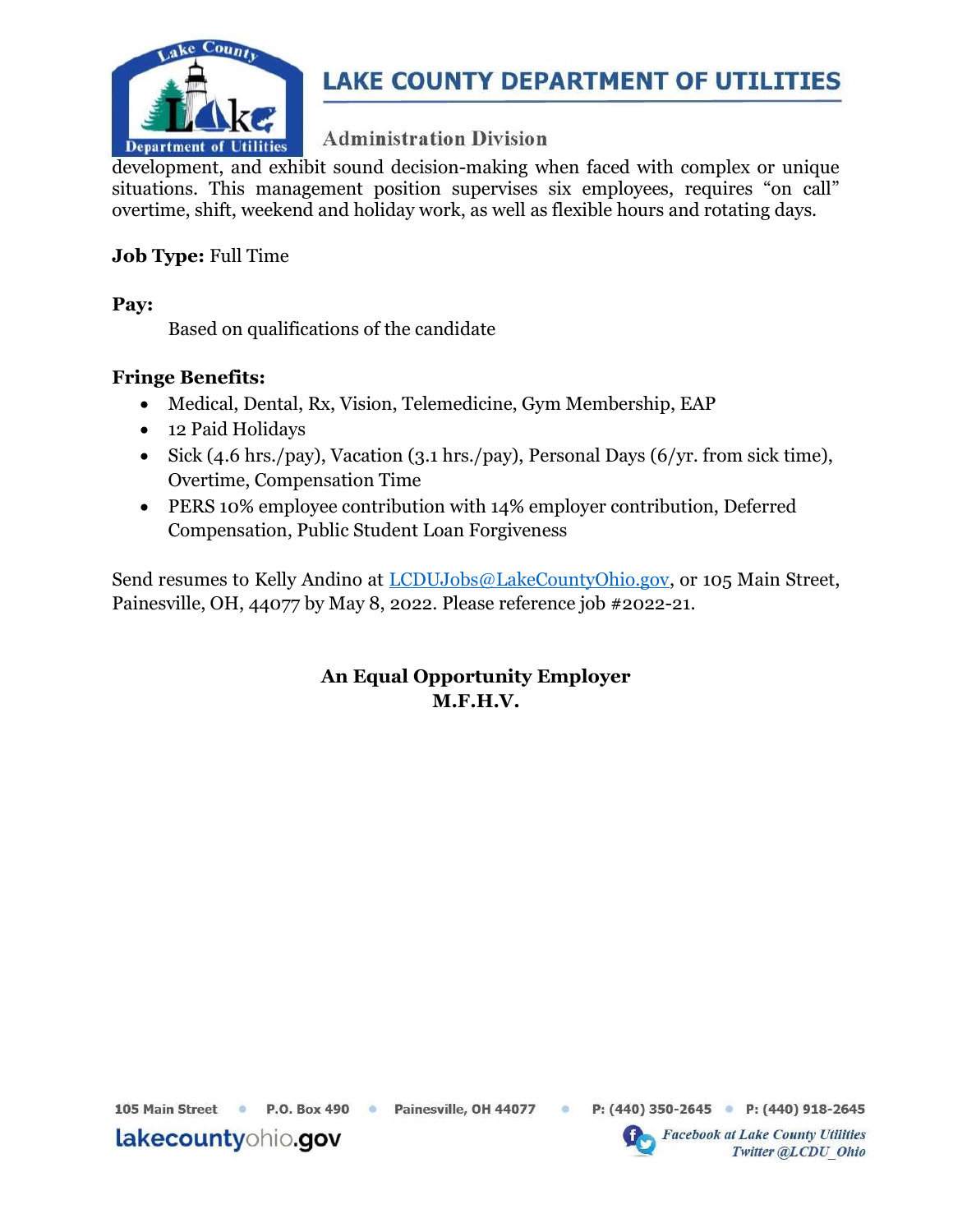development, and exhibit sound decision-making when faced with complex or unique situations. This management position supervises six employees, requires "on call" overtime, shift, weekend and holiday work, as well as flexible hours and rotating days.

**Job Type:** Full Time

**Pay:**

Based on qualifications of the candidate

**Fringe Benefits:**

- Medical, Dental, Rx, Vision, Telemedicine, Gym Membership, EAP
- 12 Paid Holidays
- Sick (4.6 hrs./pay), Vacation (3.1 hrs./pay), Personal Days (6/yr. from sick time), Overtime, Compensation Time
- PERS 10% employee contribution with 14% employer contribution, Deferred Compensation, Public Student Loan Forgiveness

Send resumes to Kelly Andino at LCDUJobs@LakeCountyOhio.gov, or 105 Main Street, Painesville, OH, 44077 by May 8, 2022. Please reference job #2022-21.

**An Equal Opportunity Employer**
**M.F.H.V.**